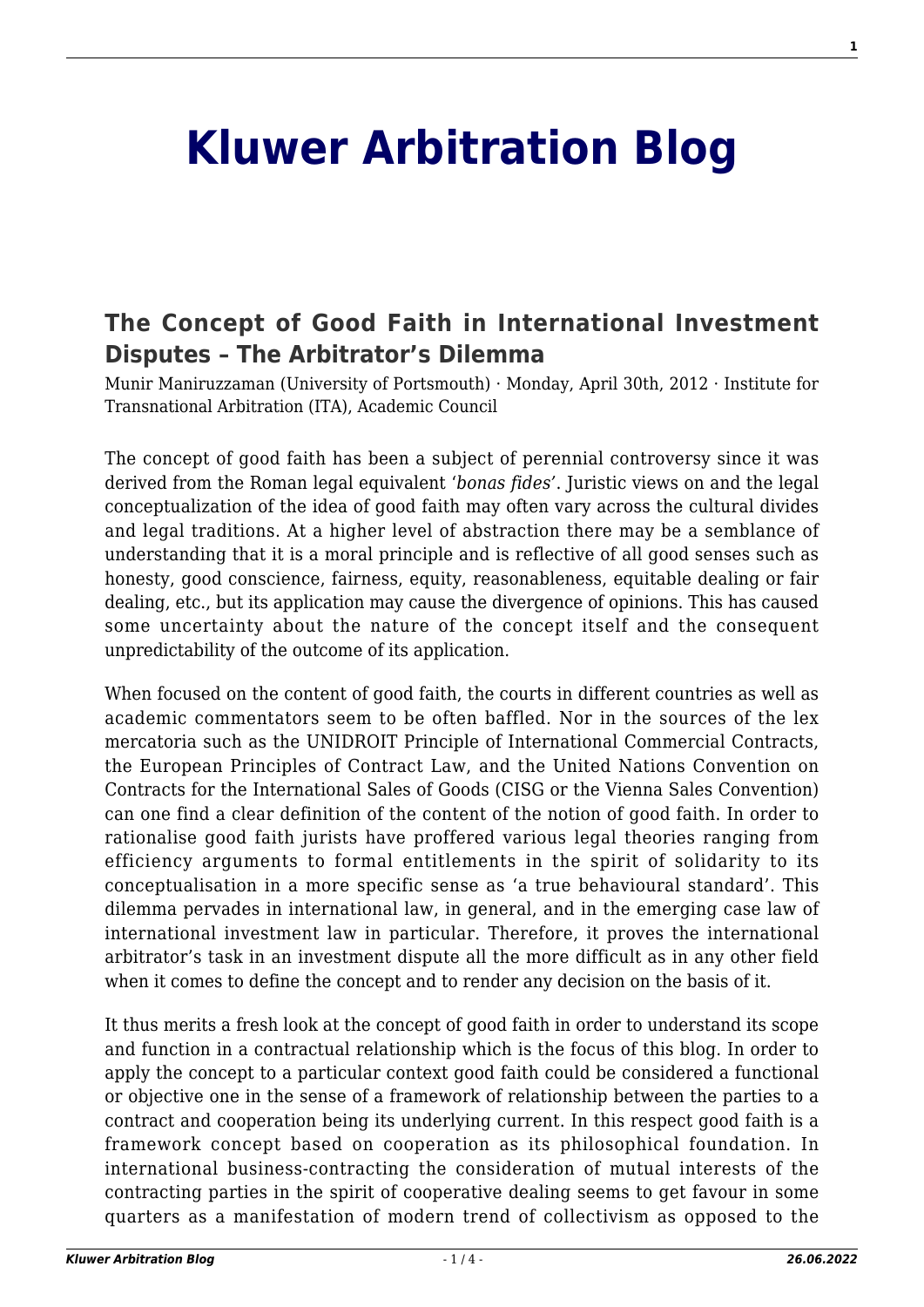# Kluwer Arbitration Blog

## The Concept of Good Faith in International Investment Disputes – The Arbitrator's Dilemma

Munir Maniruzzaman (University of Portsmouth) · Monday, April 30th, 2012 · Institute for Transnational Arbitration (ITA), Academic Council

The concept of good faith has been a subject of perennial controversy since it was derived from the Roman legal equivalent '*bonas fides*'. Juristic views on and the legal conceptualization of the idea of good faith may often vary across the cultural divides and legal traditions. At a higher level of abstraction there may be a semblance of understanding that it is a moral principle and is reflective of all good senses such as honesty, good conscience, fairness, equity, reasonableness, equitable dealing or fair dealing, etc., but its application may cause the divergence of opinions. This has caused some uncertainty about the nature of the concept itself and the consequent unpredictability of the outcome of its application.

When focused on the content of good faith, the courts in different countries as well as academic commentators seem to be often baffled. Nor in the sources of the lex mercatoria such as the UNIDROIT Principle of International Commercial Contracts, the European Principles of Contract Law, and the United Nations Convention on Contracts for the International Sales of Goods (CISG or the Vienna Sales Convention) can one find a clear definition of the content of the notion of good faith. In order to rationalise good faith jurists have proffered various legal theories ranging from efficiency arguments to formal entitlements in the spirit of solidarity to its conceptualisation in a more specific sense as 'a true behavioural standard'. This dilemma pervades in international law, in general, and in the emerging case law of international investment law in particular. Therefore, it proves the international arbitrator's task in an investment dispute all the more difficult as in any other field when it comes to define the concept and to render any decision on the basis of it.

It thus merits a fresh look at the concept of good faith in order to understand its scope and function in a contractual relationship which is the focus of this blog. In order to apply the concept to a particular context good faith could be considered a functional or objective one in the sense of a framework of relationship between the parties to a contract and cooperation being its underlying current. In this respect good faith is a framework concept based on cooperation as its philosophical foundation. In international business-contracting the consideration of mutual interests of the contracting parties in the spirit of cooperative dealing seems to get favour in some quarters as a manifestation of modern trend of collectivism as opposed to the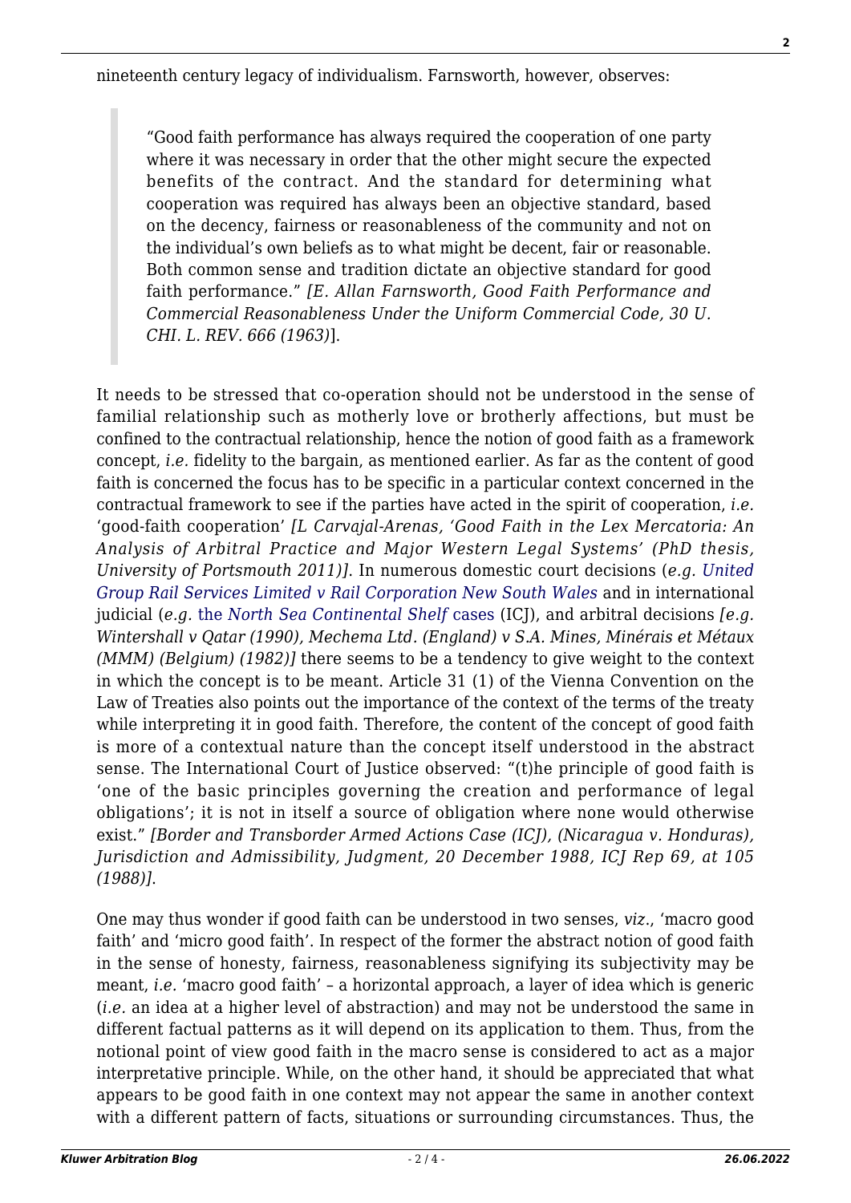nineteenth century legacy of individualism. Farnsworth, however, observes:

> "Good faith performance has always required the cooperation of one party where it was necessary in order that the other might secure the expected benefits of the contract. And the standard for determining what cooperation was required has always been an objective standard, based on the decency, fairness or reasonableness of the community and not on the individual's own beliefs as to what might be decent, fair or reasonable. Both common sense and tradition dictate an objective standard for good faith performance." *[E. Allan Farnsworth, Good Faith Performance and Commercial Reasonableness Under the Uniform Commercial Code, 30 U. CHI. L. REV. 666 (1963)*].

It needs to be stressed that co-operation should not be understood in the sense of familial relationship such as motherly love or brotherly affections, but must be confined to the contractual relationship, hence the notion of good faith as a framework concept, *i.e.* fidelity to the bargain, as mentioned earlier. As far as the content of good faith is concerned the focus has to be specific in a particular context concerned in the contractual framework to see if the parties have acted in the spirit of cooperation, *i.e.* 'good-faith cooperation' *[L Carvajal-Arenas, 'Good Faith in the Lex Mercatoria: An Analysis of Arbitral Practice and Major Western Legal Systems' (PhD thesis, University of Portsmouth 2011)]*. In numerous domestic court decisions (*e.g. United Group Rail Services Limited v Rail Corporation New South Wales* and in international judicial (*e.g.* the *North Sea Continental Shelf* cases (ICJ), and arbitral decisions *[e.g. Wintershall v Qatar (1990), Mechema Ltd. (England) v S.A. Mines, Minérais et Métaux (MMM) (Belgium) (1982)]* there seems to be a tendency to give weight to the context in which the concept is to be meant. Article 31 (1) of the Vienna Convention on the Law of Treaties also points out the importance of the context of the terms of the treaty while interpreting it in good faith. Therefore, the content of the concept of good faith is more of a contextual nature than the concept itself understood in the abstract sense. The International Court of Justice observed: "(t)he principle of good faith is 'one of the basic principles governing the creation and performance of legal obligations'; it is not in itself a source of obligation where none would otherwise exist." *[Border and Transborder Armed Actions Case (ICJ), (Nicaragua v. Honduras), Jurisdiction and Admissibility, Judgment, 20 December 1988, ICJ Rep 69, at 105 (1988)].*

One may thus wonder if good faith can be understood in two senses, *viz.*, 'macro good faith' and 'micro good faith'. In respect of the former the abstract notion of good faith in the sense of honesty, fairness, reasonableness signifying its subjectivity may be meant, *i.e.* 'macro good faith' – a horizontal approach, a layer of idea which is generic (*i.e.* an idea at a higher level of abstraction) and may not be understood the same in different factual patterns as it will depend on its application to them. Thus, from the notional point of view good faith in the macro sense is considered to act as a major interpretative principle. While, on the other hand, it should be appreciated that what appears to be good faith in one context may not appear the same in another context with a different pattern of facts, situations or surrounding circumstances. Thus, the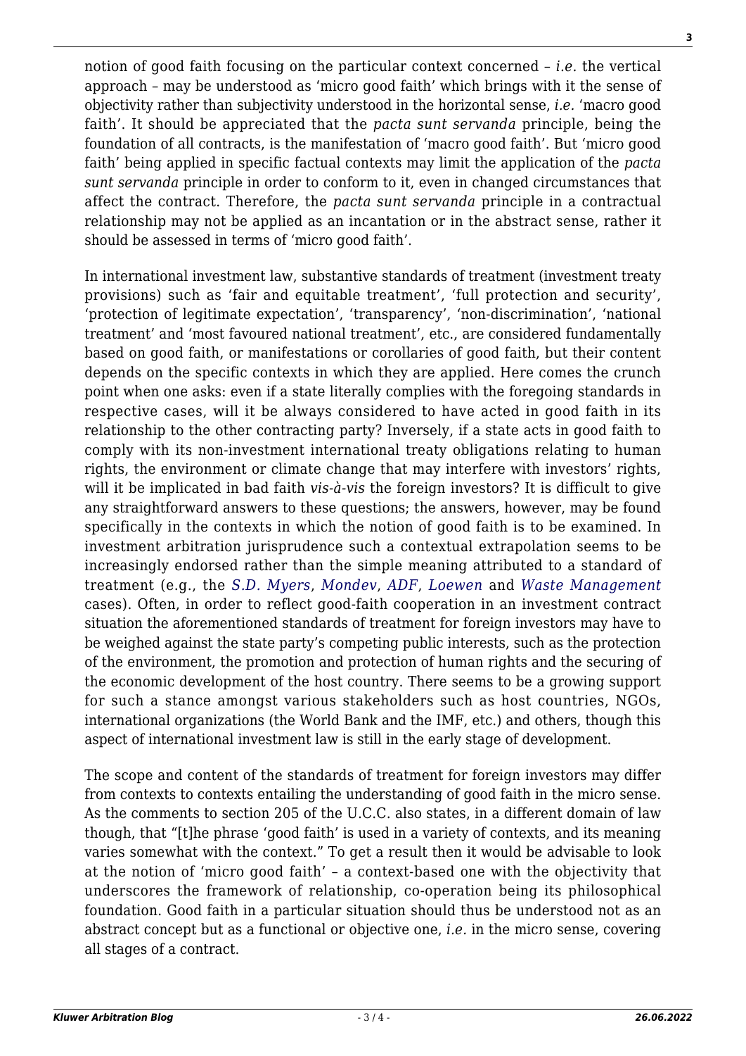notion of good faith focusing on the particular context concerned – *i.e.* the vertical approach – may be understood as 'micro good faith' which brings with it the sense of objectivity rather than subjectivity understood in the horizontal sense, *i.e.* 'macro good faith'. It should be appreciated that the *pacta sunt servanda* principle, being the foundation of all contracts, is the manifestation of 'macro good faith'. But 'micro good faith' being applied in specific factual contexts may limit the application of the *pacta sunt servanda* principle in order to conform to it, even in changed circumstances that affect the contract. Therefore, the *pacta sunt servanda* principle in a contractual relationship may not be applied as an incantation or in the abstract sense, rather it should be assessed in terms of 'micro good faith'.

In international investment law, substantive standards of treatment (investment treaty provisions) such as 'fair and equitable treatment', 'full protection and security', 'protection of legitimate expectation', 'transparency', 'non-discrimination', 'national treatment' and 'most favoured national treatment', etc., are considered fundamentally based on good faith, or manifestations or corollaries of good faith, but their content depends on the specific contexts in which they are applied. Here comes the crunch point when one asks: even if a state literally complies with the foregoing standards in respective cases, will it be always considered to have acted in good faith in its relationship to the other contracting party? Inversely, if a state acts in good faith to comply with its non-investment international treaty obligations relating to human rights, the environment or climate change that may interfere with investors' rights, will it be implicated in bad faith *vis-à-vis* the foreign investors? It is difficult to give any straightforward answers to these questions; the answers, however, may be found specifically in the contexts in which the notion of good faith is to be examined. In investment arbitration jurisprudence such a contextual extrapolation seems to be increasingly endorsed rather than the simple meaning attributed to a standard of treatment (e.g., the *S.D. Myers*, *Mondev*, *ADF*, *Loewen* and *Waste Management* cases). Often, in order to reflect good-faith cooperation in an investment contract situation the aforementioned standards of treatment for foreign investors may have to be weighed against the state party's competing public interests, such as the protection of the environment, the promotion and protection of human rights and the securing of the economic development of the host country. There seems to be a growing support for such a stance amongst various stakeholders such as host countries, NGOs, international organizations (the World Bank and the IMF, etc.) and others, though this aspect of international investment law is still in the early stage of development.

The scope and content of the standards of treatment for foreign investors may differ from contexts to contexts entailing the understanding of good faith in the micro sense. As the comments to section 205 of the U.C.C. also states, in a different domain of law though, that "[t]he phrase 'good faith' is used in a variety of contexts, and its meaning varies somewhat with the context." To get a result then it would be advisable to look at the notion of 'micro good faith' – a context-based one with the objectivity that underscores the framework of relationship, co-operation being its philosophical foundation. Good faith in a particular situation should thus be understood not as an abstract concept but as a functional or objective one, *i.e.* in the micro sense, covering all stages of a contract.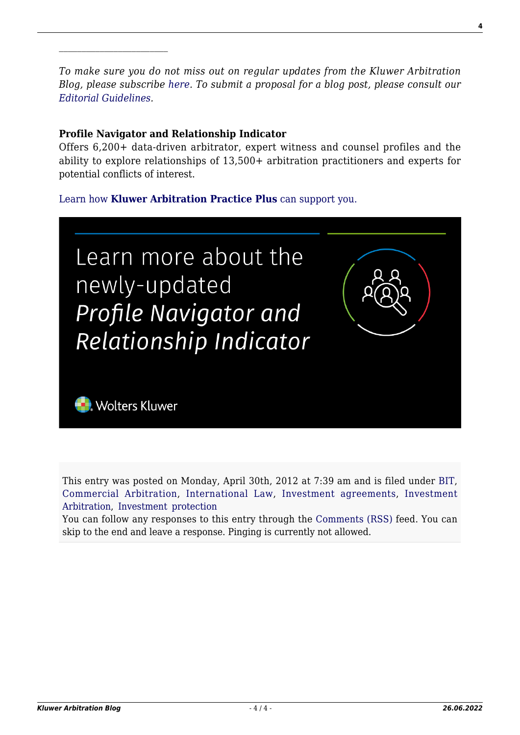---

*To make sure you do not miss out on regular updates from the Kluwer Arbitration Blog, please subscribe here. To submit a proposal for a blog post, please consult our Editorial Guidelines.*

**Profile Navigator and Relationship Indicator**
Offers 6,200+ data-driven arbitrator, expert witness and counsel profiles and the ability to explore relationships of 13,500+ arbitration practitioners and experts for potential conflicts of interest.

Learn how **Kluwer Arbitration Practice Plus** can support you.

Learn more about the newly-updated *Profile Navigator and Relationship Indicator*

Wolters Kluwer

This entry was posted on Monday, April 30th, 2012 at 7:39 am and is filed under BIT, Commercial Arbitration, International Law, Investment agreements, Investment Arbitration, Investment protection
You can follow any responses to this entry through the Comments (RSS) feed. You can skip to the end and leave a response. Pinging is currently not allowed.